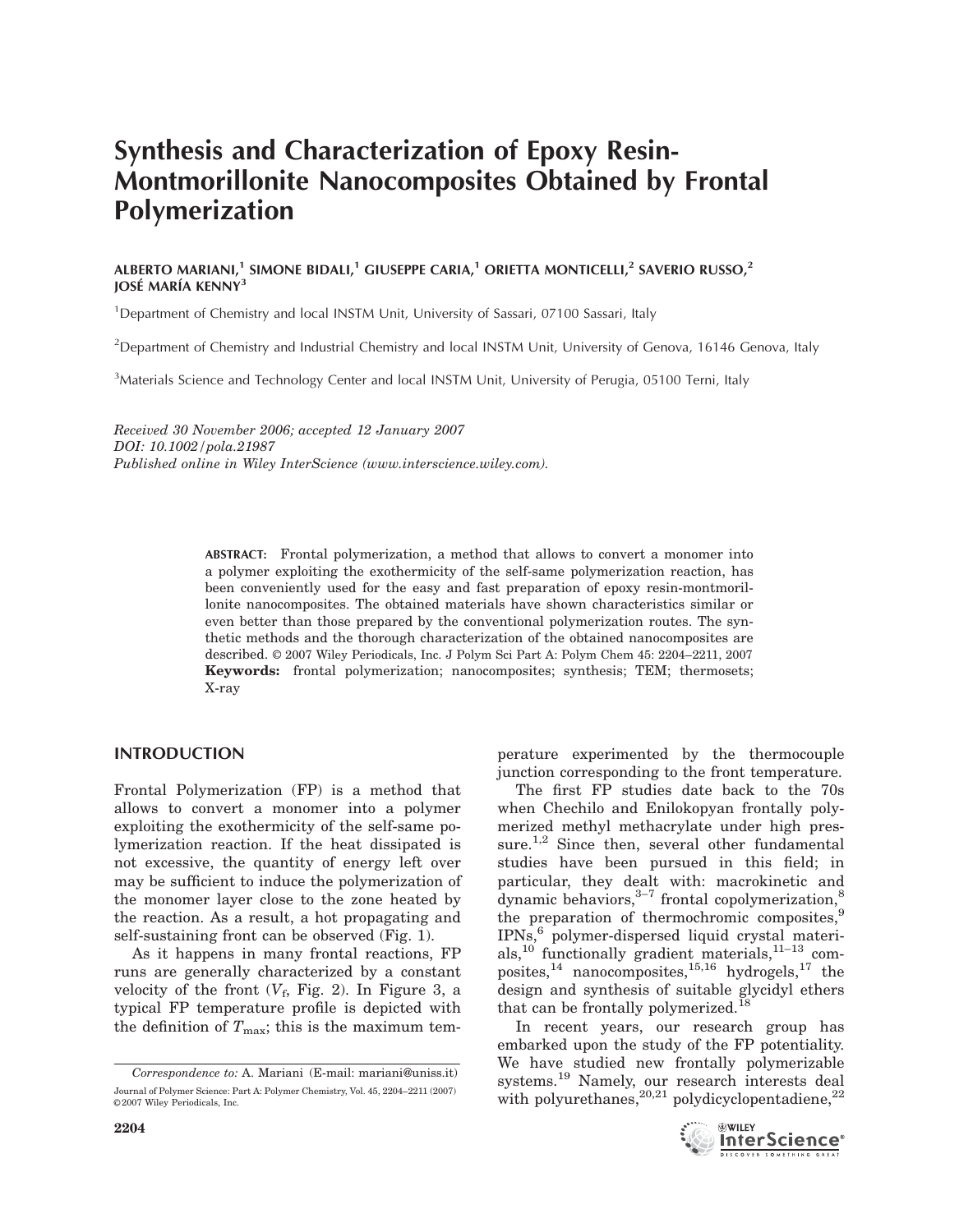# Synthesis and Characterization of Epoxy Resin-Montmorillonite Nanocomposites Obtained by Frontal Polymerization

ALBERTO MARIANI,[1] SIMONE BIDALI,[1] GIUSEPPE CARIA,[1] ORIETTA MONTICELLI,[2] SAVERIO RUSSO,[2] JOSÉ MARÍA KENNY[3]

[1]Department of Chemistry and local INSTM Unit, University of Sassari, 07100 Sassari, Italy

[2]Department of Chemistry and Industrial Chemistry and local INSTM Unit, University of Genova, 16146 Genova, Italy

[3]Materials Science and Technology Center and local INSTM Unit, University of Perugia, 05100 Terni, Italy

*Received 30 November 2006; accepted 12 January 2007*
*DOI: 10.1002/pola.21987*
*Published online in Wiley InterScience (www.interscience.wiley.com).*

**ABSTRACT:** Frontal polymerization, a method that allows to convert a monomer into a polymer exploiting the exothermicity of the self-same polymerization reaction, has been conveniently used for the easy and fast preparation of epoxy resin-montmorillonite nanocomposites. The obtained materials have shown characteristics similar or even better than those prepared by the conventional polymerization routes. The synthetic methods and the thorough characterization of the obtained nanocomposites are described. © 2007 Wiley Periodicals, Inc. J Polym Sci Part A: Polym Chem 45: 2204–2211, 2007
**Keywords:** frontal polymerization; nanocomposites; synthesis; TEM; thermosets; X-ray

## INTRODUCTION

Frontal Polymerization (FP) is a method that allows to convert a monomer into a polymer exploiting the exothermicity of the self-same polymerization reaction. If the heat dissipated is not excessive, the quantity of energy left over may be sufficient to induce the polymerization of the monomer layer close to the zone heated by the reaction. As a result, a hot propagating and self-sustaining front can be observed (Fig. 1).

As it happens in many frontal reactions, FP runs are generally characterized by a constant velocity of the front ($V_f$, Fig. 2). In Figure 3, a typical FP temperature profile is depicted with the definition of $T_{max}$; this is the maximum temperature experimented by the thermocouple junction corresponding to the front temperature.

The first FP studies date back to the 70s when Chechilo and Enilokopyan frontally polymerized methyl methacrylate under high pressure.[1,2] Since then, several other fundamental studies have been pursued in this field; in particular, they dealt with: macrokinetic and dynamic behaviors,[3–7] frontal copolymerization,[8] the preparation of thermochromic composites,[9] IPNs,[6] polymer-dispersed liquid crystal materials,[10] functionally gradient materials,[11–13] composites,[14] nanocomposites,[15,16] hydrogels,[17] the design and synthesis of suitable glycidyl ethers that can be frontally polymerized.[18]

In recent years, our research group has embarked upon the study of the FP potentiality. We have studied new frontally polymerizable systems.[19] Namely, our research interests deal with polyurethanes,[20,21] polydicyclopentadiene,[22]

---

*Correspondence to:* A. Mariani (E-mail: mariani@uniss.it)

Journal of Polymer Science: Part A: Polymer Chemistry, Vol. 45, 2204–2211 (2007)
© 2007 Wiley Periodicals, Inc.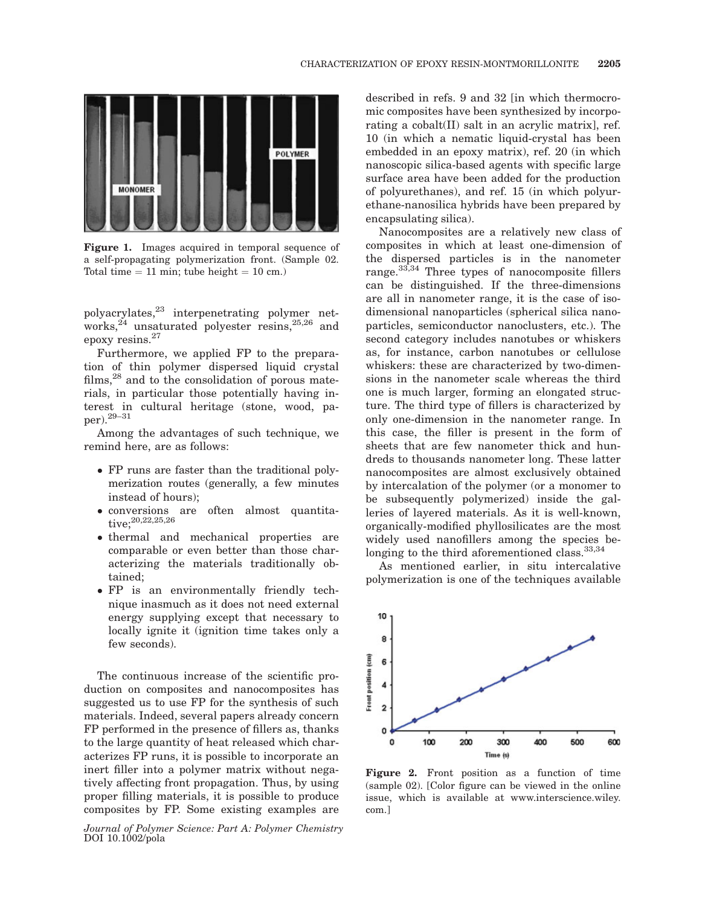Figure 1. Images acquired in temporal sequence of a self-propagating polymerization front. (Sample 02. Total time = 11 min; tube height = 10 cm.)

polyacrylates,[23] interpenetrating polymer networks,[24] unsaturated polyester resins,[25,26] and epoxy resins.[27]

Furthermore, we applied FP to the preparation of thin polymer dispersed liquid crystal films,[28] and to the consolidation of porous materials, in particular those potentially having interest in cultural heritage (stone, wood, paper).[29–31]

Among the advantages of such technique, we remind here, are as follows:

- FP runs are faster than the traditional polymerization routes (generally, a few minutes instead of hours);
- conversions are often almost quantitative;[20,22,25,26]
- thermal and mechanical properties are comparable or even better than those characterizing the materials traditionally obtained;
- FP is an environmentally friendly technique inasmuch as it does not need external energy supplying except that necessary to locally ignite it (ignition time takes only a few seconds).

The continuous increase of the scientific production on composites and nanocomposites has suggested us to use FP for the synthesis of such materials. Indeed, several papers already concern FP performed in the presence of fillers as, thanks to the large quantity of heat released which characterizes FP runs, it is possible to incorporate an inert filler into a polymer matrix without negatively affecting front propagation. Thus, by using proper filling materials, it is possible to produce composites by FP. Some existing examples are described in refs. 9 and 32 [in which thermocromic composites have been synthesized by incorporating a cobalt(II) salt in an acrylic matrix], ref. 10 (in which a nematic liquid-crystal has been embedded in an epoxy matrix), ref. 20 (in which nanoscopic silica-based agents with specific large surface area have been added for the production of polyurethanes), and ref. 15 (in which polyurethane-nanosilica hybrids have been prepared by encapsulating silica).

Nanocomposites are a relatively new class of composites in which at least one-dimension of the dispersed particles is in the nanometer range.[33,34] Three types of nanocomposite fillers can be distinguished. If the three-dimensions are all in nanometer range, it is the case of isodimensional nanoparticles (spherical silica nanoparticles, semiconductor nanoclusters, etc.). The second category includes nanotubes or whiskers as, for instance, carbon nanotubes or cellulose whiskers: these are characterized by two-dimensions in the nanometer scale whereas the third one is much larger, forming an elongated structure. The third type of fillers is characterized by only one-dimension in the nanometer range. In this case, the filler is present in the form of sheets that are few nanometer thick and hundreds to thousands nanometer long. These latter nanocomposites are almost exclusively obtained by intercalation of the polymer (or a monomer to be subsequently polymerized) inside the galleries of layered materials. As it is well-known, organically-modified phyllosilicates are the most widely used nanofillers among the species belonging to the third aforementioned class.[33,34]

As mentioned earlier, in situ intercalative polymerization is one of the techniques available

Figure 2. Front position as a function of time (sample 02). [Color figure can be viewed in the online issue, which is available at www.interscience.wiley.com.]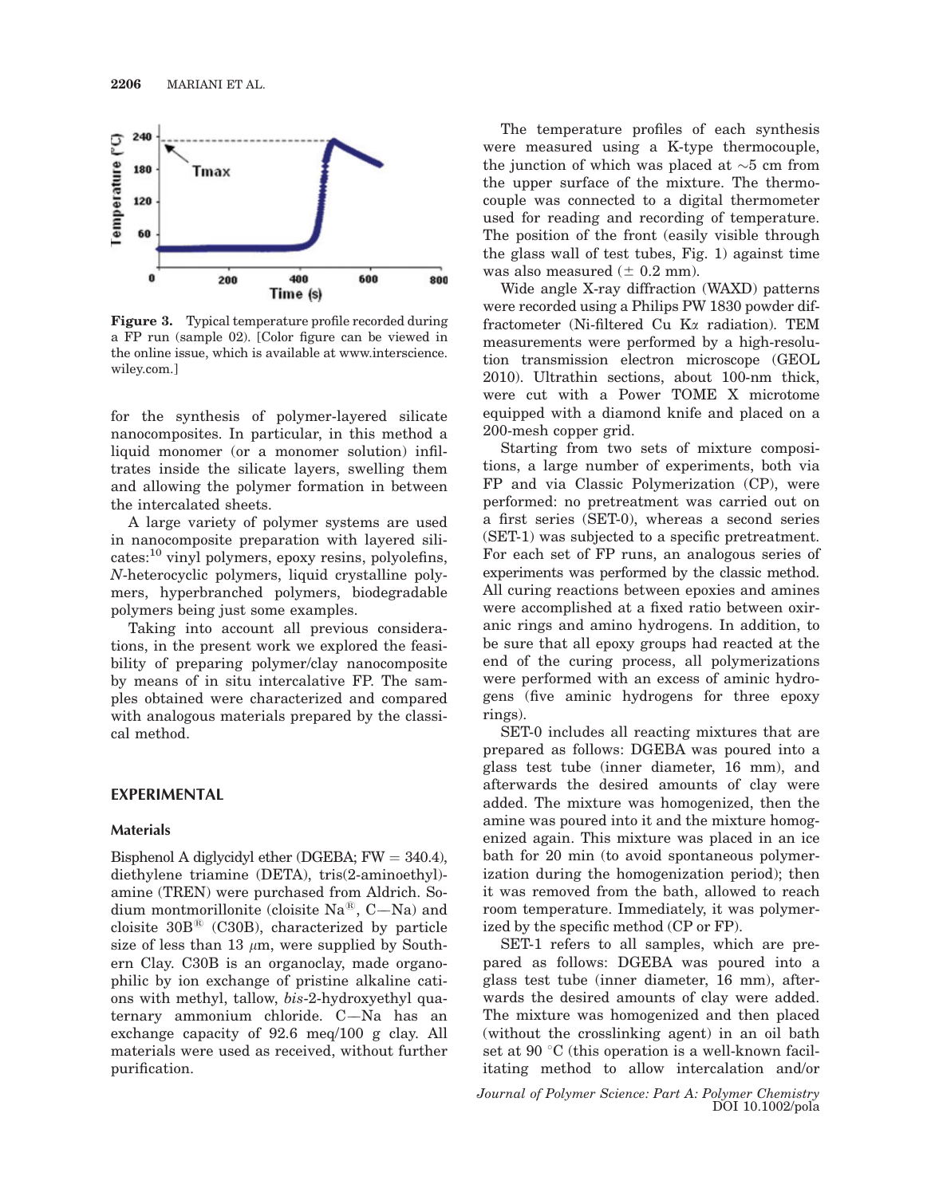Figure 3. Typical temperature profile recorded during a FP run (sample 02). [Color figure can be viewed in the online issue, which is available at www.interscience.wiley.com.]

for the synthesis of polymer-layered silicate nanocomposites. In particular, in this method a liquid monomer (or a monomer solution) infiltrates inside the silicate layers, swelling them and allowing the polymer formation in between the intercalated sheets.

A large variety of polymer systems are used in nanocomposite preparation with layered silicates:[10] vinyl polymers, epoxy resins, polyolefins, *N*-heterocyclic polymers, liquid crystalline polymers, hyperbranched polymers, biodegradable polymers being just some examples.

Taking into account all previous considerations, in the present work we explored the feasibility of preparing polymer/clay nanocomposite by means of in situ intercalative FP. The samples obtained were characterized and compared with analogous materials prepared by the classical method.

## EXPERIMENTAL

### Materials

Bisphenol A diglycidyl ether (DGEBA; FW = 340.4), diethylene triamine (DETA), tris(2-aminoethyl)-amine (TREN) were purchased from Aldrich. Sodium montmorillonite (cloisite Na®, C—Na) and cloisite 30B® (C30B), characterized by particle size of less than 13 $\mu$m, were supplied by Southern Clay. C30B is an organoclay, made organophilic by ion exchange of pristine alkaline cations with methyl, tallow, *bis*-2-hydroxyethyl quaternary ammonium chloride. C—Na has an exchange capacity of 92.6 meq/100 g clay. All materials were used as received, without further purification.

The temperature profiles of each synthesis were measured using a K-type thermocouple, the junction of which was placed at ~5 cm from the upper surface of the mixture. The thermocouple was connected to a digital thermometer used for reading and recording of temperature. The position of the front (easily visible through the glass wall of test tubes, Fig. 1) against time was also measured (± 0.2 mm).

Wide angle X-ray diffraction (WAXD) patterns were recorded using a Philips PW 1830 powder diffractometer (Ni-filtered Cu K$\alpha$ radiation). TEM measurements were performed by a high-resolution transmission electron microscope (GEOL 2010). Ultrathin sections, about 100-nm thick, were cut with a Power TOME X microtome equipped with a diamond knife and placed on a 200-mesh copper grid.

Starting from two sets of mixture compositions, a large number of experiments, both via FP and via Classic Polymerization (CP), were performed: no pretreatment was carried out on a first series (SET-0), whereas a second series (SET-1) was subjected to a specific pretreatment. For each set of FP runs, an analogous series of experiments was performed by the classic method. All curing reactions between epoxies and amines were accomplished at a fixed ratio between oxiranic rings and amino hydrogens. In addition, to be sure that all epoxy groups had reacted at the end of the curing process, all polymerizations were performed with an excess of aminic hydrogens (five aminic hydrogens for three epoxy rings).

SET-0 includes all reacting mixtures that are prepared as follows: DGEBA was poured into a glass test tube (inner diameter, 16 mm), and afterwards the desired amounts of clay were added. The mixture was homogenized, then the amine was poured into it and the mixture homogenized again. This mixture was placed in an ice bath for 20 min (to avoid spontaneous polymerization during the homogenization period); then it was removed from the bath, allowed to reach room temperature. Immediately, it was polymerized by the specific method (CP or FP).

SET-1 refers to all samples, which are prepared as follows: DGEBA was poured into a glass test tube (inner diameter, 16 mm), afterwards the desired amounts of clay were added. The mixture was homogenized and then placed (without the crosslinking agent) in an oil bath set at 90 °C (this operation is a well-known facilitating method to allow intercalation and/or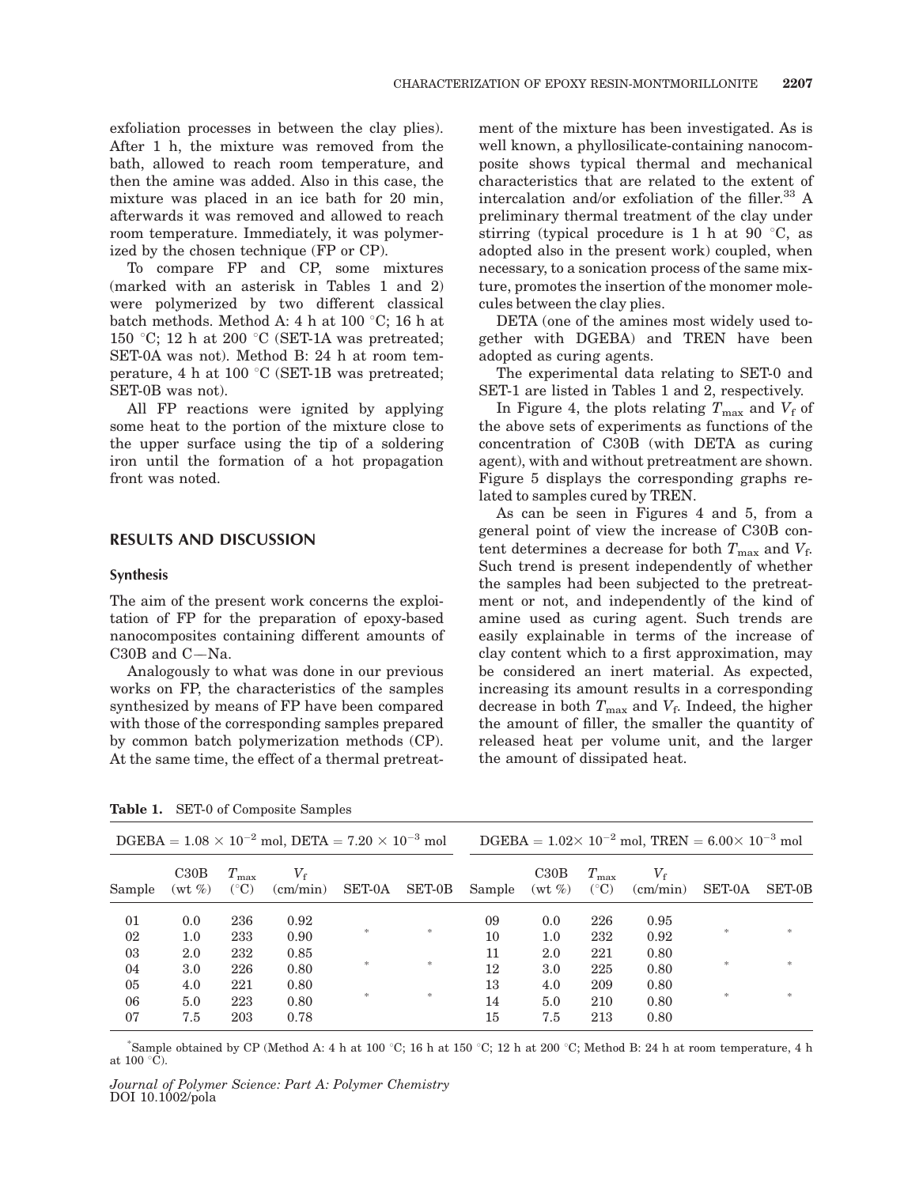exfoliation processes in between the clay plies). After 1 h, the mixture was removed from the bath, allowed to reach room temperature, and then the amine was added. Also in this case, the mixture was placed in an ice bath for 20 min, afterwards it was removed and allowed to reach room temperature. Immediately, it was polymerized by the chosen technique (FP or CP).

To compare FP and CP, some mixtures (marked with an asterisk in Tables 1 and 2) were polymerized by two different classical batch methods. Method A: 4 h at 100 °C; 16 h at 150 °C; 12 h at 200 °C (SET-1A was pretreated; SET-0A was not). Method B: 24 h at room temperature, 4 h at 100 °C (SET-1B was pretreated; SET-0B was not).

All FP reactions were ignited by applying some heat to the portion of the mixture close to the upper surface using the tip of a soldering iron until the formation of a hot propagation front was noted.

## RESULTS AND DISCUSSION

### Synthesis

The aim of the present work concerns the exploitation of FP for the preparation of epoxy-based nanocomposites containing different amounts of C30B and C—Na.

Analogously to what was done in our previous works on FP, the characteristics of the samples synthesized by means of FP have been compared with those of the corresponding samples prepared by common batch polymerization methods (CP). At the same time, the effect of a thermal pretreatment of the mixture has been investigated. As is well known, a phyllosilicate-containing nanocomposite shows typical thermal and mechanical characteristics that are related to the extent of intercalation and/or exfoliation of the filler.[33] A preliminary thermal treatment of the clay under stirring (typical procedure is 1 h at 90 °C, as adopted also in the present work) coupled, when necessary, to a sonication process of the same mixture, promotes the insertion of the monomer molecules between the clay plies.

DETA (one of the amines most widely used together with DGEBA) and TREN have been adopted as curing agents.

The experimental data relating to SET-0 and SET-1 are listed in Tables 1 and 2, respectively.

In Figure 4, the plots relating $T_{max}$ and $V_f$ of the above sets of experiments as functions of the concentration of C30B (with DETA as curing agent), with and without pretreatment are shown. Figure 5 displays the corresponding graphs related to samples cured by TREN.

As can be seen in Figures 4 and 5, from a general point of view the increase of C30B content determines a decrease for both $T_{max}$ and $V_f$. Such trend is present independently of whether the samples had been subjected to the pretreatment or not, and independently of the kind of amine used as curing agent. Such trends are easily explainable in terms of the increase of clay content which to a first approximation, may be considered an inert material. As expected, increasing its amount results in a corresponding decrease in both $T_{max}$ and $V_f$. Indeed, the higher the amount of filler, the smaller the quantity of released heat per volume unit, and the larger the amount of dissipated heat.

**Table 1.** SET-0 of Composite Samples

| DGEBA = $1.08 \times 10^{-2}$ mol, DETA = $7.20 \times 10^{-3}$ mol | | | | | | DGEBA = $1.02 \times 10^{-2}$ mol, TREN = $6.00 \times 10^{-3}$ mol | | | | | |
|---|---|---|---|---|---|---|---|---|---|---|---|
| Sample | C30B (wt %) | $T_{max}$ (°C) | $V_f$ (cm/min) | SET-0A | SET-0B | Sample | C30B (wt %) | $T_{max}$ (°C) | $V_f$ (cm/min) | SET-0A | SET-0B |
| 01 | 0.0 | 236 | 0.92 | * | * | 09 | 0.0 | 226 | 0.95 | * | * |
| 02 | 1.0 | 233 | 0.90 | | | 10 | 1.0 | 232 | 0.92 | | |
| 03 | 2.0 | 232 | 0.85 | * | * | 11 | 2.0 | 221 | 0.80 | * | * |
| 04 | 3.0 | 226 | 0.80 | | | 12 | 3.0 | 225 | 0.80 | | |
| 05 | 4.0 | 221 | 0.80 | * | * | 13 | 4.0 | 209 | 0.80 | * | * |
| 06 | 5.0 | 223 | 0.80 | | | 14 | 5.0 | 210 | 0.80 | | |
| 07 | 7.5 | 203 | 0.78 | | | 15 | 7.5 | 213 | 0.80 | | |

*Sample obtained by CP (Method A: 4 h at 100 °C; 16 h at 150 °C; 12 h at 200 °C; Method B: 24 h at room temperature, 4 h at 100 °C).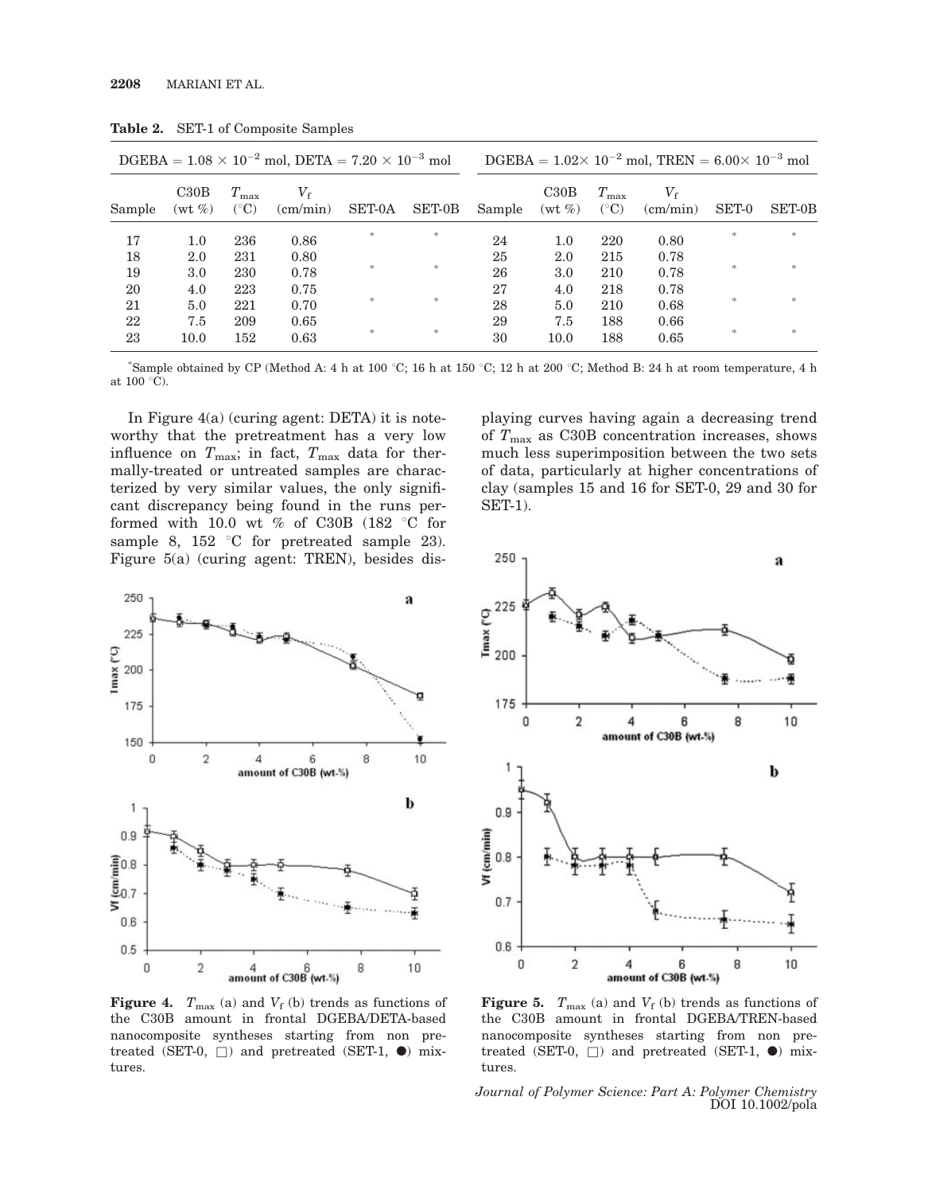**Table 2.** SET-1 of Composite Samples

| DGEBA = $1.08 \times 10^{-2}$ mol, DETA = $7.20 \times 10^{-3}$ mol | | | | | | DGEBA = $1.02 \times 10^{-2}$ mol, TREN = $6.00 \times 10^{-3}$ mol | | | | | |
|---|---|---|---|---|---|---|---|---|---|---|---|
| Sample | C30B (wt %) | $T_{max}$ (°C) | $V_f$ (cm/min) | SET-0A | SET-0B | Sample | C30B (wt %) | $T_{max}$ (°C) | $V_f$ (cm/min) | SET-0 | SET-0B |
| 17 | 1.0 | 236 | 0.86 | * | * | 24 | 1.0 | 220 | 0.80 | * | * |
| 18 | 2.0 | 231 | 0.80 | | | 25 | 2.0 | 215 | 0.78 | | |
| 19 | 3.0 | 230 | 0.78 | * | * | 26 | 3.0 | 210 | 0.78 | * | * |
| 20 | 4.0 | 223 | 0.75 | | | 27 | 4.0 | 218 | 0.78 | | |
| 21 | 5.0 | 221 | 0.70 | * | * | 28 | 5.0 | 210 | 0.68 | * | * |
| 22 | 7.5 | 209 | 0.65 | | | 29 | 7.5 | 188 | 0.66 | | |
| 23 | 10.0 | 152 | 0.63 | * | * | 30 | 10.0 | 188 | 0.65 | * | * |

*Sample obtained by CP (Method A: 4 h at 100 °C; 16 h at 150 °C; 12 h at 200 °C; Method B: 24 h at room temperature, 4 h at 100 °C).

In Figure 4(a) (curing agent: DETA) it is noteworthy that the pretreatment has a very low influence on $T_{max}$; in fact, $T_{max}$ data for thermally-treated or untreated samples are characterized by very similar values, the only significant discrepancy being found in the runs performed with 10.0 wt % of C30B (182 °C for sample 8, 152 °C for pretreated sample 23). Figure 5(a) (curing agent: TREN), besides displaying curves having again a decreasing trend of $T_{max}$ as C30B concentration increases, shows much less superimposition between the two sets of data, particularly at higher concentrations of clay (samples 15 and 16 for SET-0, 29 and 30 for SET-1).

**Figure 4.** $T_{max}$ (a) and $V_f$ (b) trends as functions of the C30B amount in frontal DGEBA/DETA-based nanocomposite syntheses starting from non pretreated (SET-0, □) and pretreated (SET-1, ●) mixtures.

**Figure 5.** $T_{max}$ (a) and $V_f$ (b) trends as functions of the C30B amount in frontal DGEBA/TREN-based nanocomposite syntheses starting from non pretreated (SET-0, □) and pretreated (SET-1, ●) mixtures.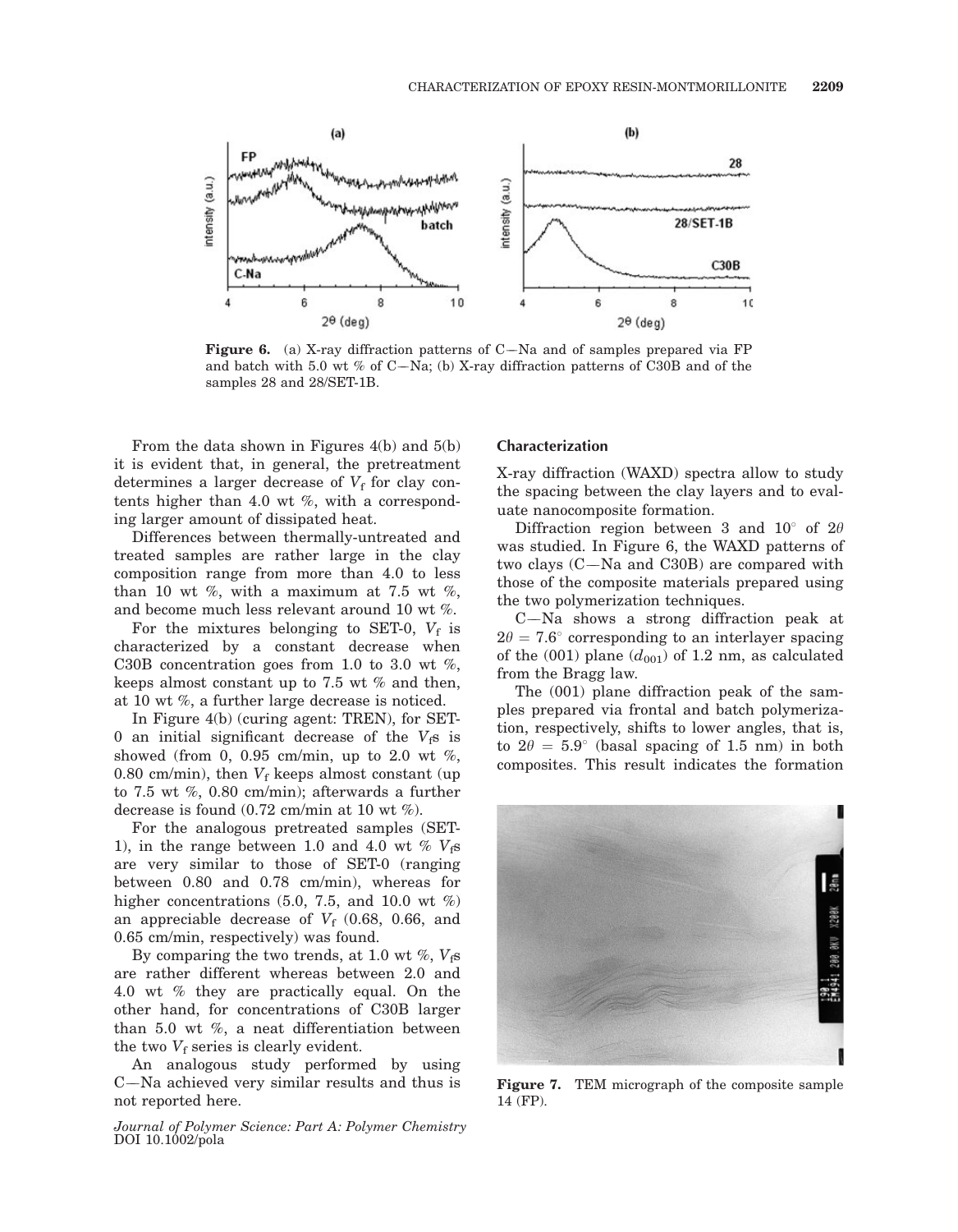**Figure 6.** (a) X-ray diffraction patterns of C—Na and of samples prepared via FP and batch with 5.0 wt % of C—Na; (b) X-ray diffraction patterns of C30B and of the samples 28 and 28/SET-1B.

From the data shown in Figures 4(b) and 5(b) it is evident that, in general, the pretreatment determines a larger decrease of $V_f$ for clay contents higher than 4.0 wt %, with a corresponding larger amount of dissipated heat.

Differences between thermally-untreated and treated samples are rather large in the clay composition range from more than 4.0 to less than 10 wt %, with a maximum at 7.5 wt %, and become much less relevant around 10 wt %.

For the mixtures belonging to SET-0, $V_f$ is characterized by a constant decrease when C30B concentration goes from 1.0 to 3.0 wt %, keeps almost constant up to 7.5 wt % and then, at 10 wt %, a further large decrease is noticed.

In Figure 4(b) (curing agent: TREN), for SET-0 an initial significant decrease of the $V_f$s is showed (from 0, 0.95 cm/min, up to 2.0 wt %, 0.80 cm/min), then $V_f$ keeps almost constant (up to 7.5 wt %, 0.80 cm/min); afterwards a further decrease is found (0.72 cm/min at 10 wt %).

For the analogous pretreated samples (SET-1), in the range between 1.0 and 4.0 wt % $V_f$s are very similar to those of SET-0 (ranging between 0.80 and 0.78 cm/min), whereas for higher concentrations (5.0, 7.5, and 10.0 wt %) an appreciable decrease of $V_f$ (0.68, 0.66, and 0.65 cm/min, respectively) was found.

By comparing the two trends, at 1.0 wt %, $V_f$s are rather different whereas between 2.0 and 4.0 wt % they are practically equal. On the other hand, for concentrations of C30B larger than 5.0 wt %, a neat differentiation between the two $V_f$ series is clearly evident.

An analogous study performed by using C—Na achieved very similar results and thus is not reported here.

## Characterization

X-ray diffraction (WAXD) spectra allow to study the spacing between the clay layers and to evaluate nanocomposite formation.

Diffraction region between 3 and 10° of 2$\theta$ was studied. In Figure 6, the WAXD patterns of two clays (C—Na and C30B) are compared with those of the composite materials prepared using the two polymerization techniques.

C—Na shows a strong diffraction peak at $2\theta = 7.6°$ corresponding to an interlayer spacing of the (001) plane ($d_{001}$) of 1.2 nm, as calculated from the Bragg law.

The (001) plane diffraction peak of the samples prepared via frontal and batch polymerization, respectively, shifts to lower angles, that is, to $2\theta = 5.9°$ (basal spacing of 1.5 nm) in both composites. This result indicates the formation

**Figure 7.** TEM micrograph of the composite sample 14 (FP).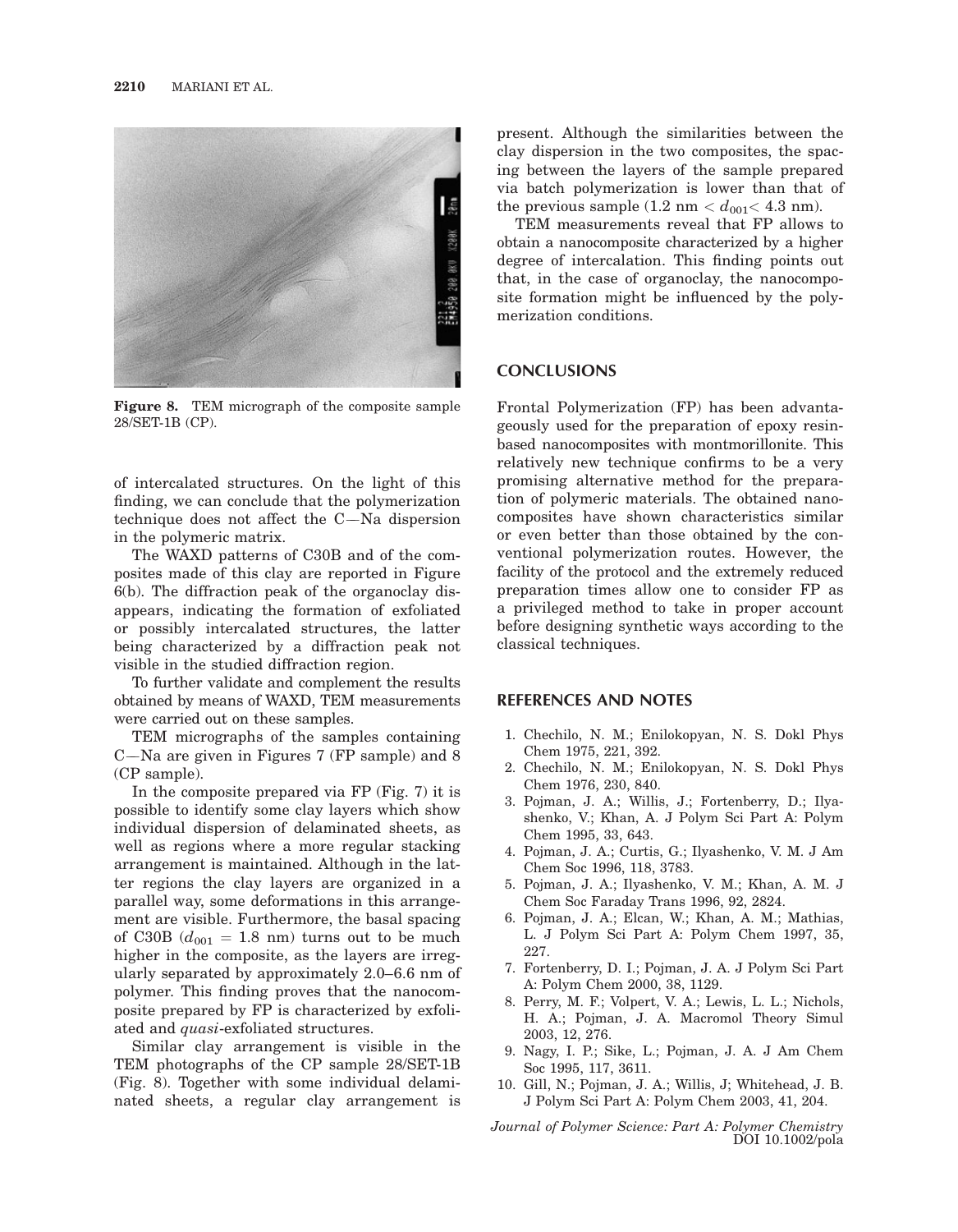Figure 8. TEM micrograph of the composite sample 28/SET-1B (CP).

of intercalated structures. On the light of this finding, we can conclude that the polymerization technique does not affect the C—Na dispersion in the polymeric matrix.

The WAXD patterns of C30B and of the composites made of this clay are reported in Figure 6(b). The diffraction peak of the organoclay disappears, indicating the formation of exfoliated or possibly intercalated structures, the latter being characterized by a diffraction peak not visible in the studied diffraction region.

To further validate and complement the results obtained by means of WAXD, TEM measurements were carried out on these samples.

TEM micrographs of the samples containing C—Na are given in Figures 7 (FP sample) and 8 (CP sample).

In the composite prepared via FP (Fig. 7) it is possible to identify some clay layers which show individual dispersion of delaminated sheets, as well as regions where a more regular stacking arrangement is maintained. Although in the latter regions the clay layers are organized in a parallel way, some deformations in this arrangement are visible. Furthermore, the basal spacing of C30B ($d_{001}$ = 1.8 nm) turns out to be much higher in the composite, as the layers are irregularly separated by approximately 2.0–6.6 nm of polymer. This finding proves that the nanocomposite prepared by FP is characterized by exfoliated and *quasi*-exfoliated structures.

Similar clay arrangement is visible in the TEM photographs of the CP sample 28/SET-1B (Fig. 8). Together with some individual delaminated sheets, a regular clay arrangement is present. Although the similarities between the clay dispersion in the two composites, the spacing between the layers of the sample prepared via batch polymerization is lower than that of the previous sample (1.2 nm < $d_{001}$ < 4.3 nm).

TEM measurements reveal that FP allows to obtain a nanocomposite characterized by a higher degree of intercalation. This finding points out that, in the case of organoclay, the nanocomposite formation might be influenced by the polymerization conditions.

## CONCLUSIONS

Frontal Polymerization (FP) has been advantageously used for the preparation of epoxy resin-based nanocomposites with montmorillonite. This relatively new technique confirms to be a very promising alternative method for the preparation of polymeric materials. The obtained nanocomposites have shown characteristics similar or even better than those obtained by the conventional polymerization routes. However, the facility of the protocol and the extremely reduced preparation times allow one to consider FP as a privileged method to take in proper account before designing synthetic ways according to the classical techniques.

## REFERENCES AND NOTES

1. Chechilo, N. M.; Enilokopyan, N. S. Dokl Phys Chem 1975, 221, 392.
2. Chechilo, N. M.; Enilokopyan, N. S. Dokl Phys Chem 1976, 230, 840.
3. Pojman, J. A.; Willis, J.; Fortenberry, D.; Ilyashenko, V.; Khan, A. J Polym Sci Part A: Polym Chem 1995, 33, 643.
4. Pojman, J. A.; Curtis, G.; Ilyashenko, V. M. J Am Chem Soc 1996, 118, 3783.
5. Pojman, J. A.; Ilyashenko, V. M.; Khan, A. M. J Chem Soc Faraday Trans 1996, 92, 2824.
6. Pojman, J. A.; Elcan, W.; Khan, A. M.; Mathias, L. J Polym Sci Part A: Polym Chem 1997, 35, 227.
7. Fortenberry, D. I.; Pojman, J. A. J Polym Sci Part A: Polym Chem 2000, 38, 1129.
8. Perry, M. F.; Volpert, V. A.; Lewis, L. L.; Nichols, H. A.; Pojman, J. A. Macromol Theory Simul 2003, 12, 276.
9. Nagy, I. P.; Sike, L.; Pojman, J. A. J Am Chem Soc 1995, 117, 3611.
10. Gill, N.; Pojman, J. A.; Willis, J; Whitehead, J. B. J Polym Sci Part A: Polym Chem 2003, 41, 204.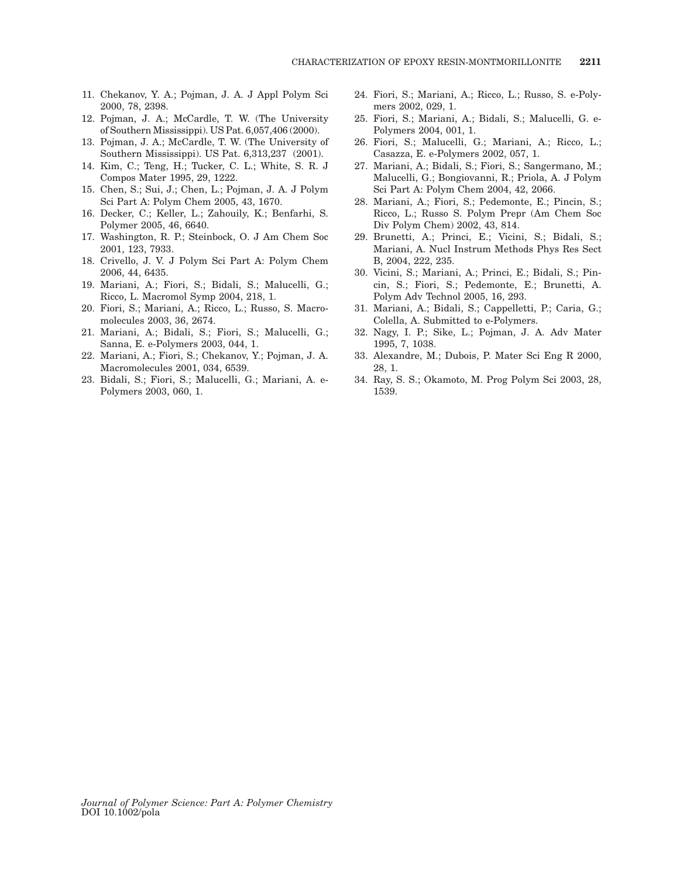11. Chekanov, Y. A.; Pojman, J. A. J Appl Polym Sci 2000, 78, 2398.
12. Pojman, J. A.; McCardle, T. W. (The University of Southern Mississippi). US Pat. 6,057,406 (2000).
13. Pojman, J. A.; McCardle, T. W. (The University of Southern Mississippi). US Pat. 6,313,237 (2001).
14. Kim, C.; Teng, H.; Tucker, C. L.; White, S. R. J Compos Mater 1995, 29, 1222.
15. Chen, S.; Sui, J.; Chen, L.; Pojman, J. A. J Polym Sci Part A: Polym Chem 2005, 43, 1670.
16. Decker, C.; Keller, L.; Zahouily, K.; Benfarhi, S. Polymer 2005, 46, 6640.
17. Washington, R. P.; Steinbock, O. J Am Chem Soc 2001, 123, 7933.
18. Crivello, J. V. J Polym Sci Part A: Polym Chem 2006, 44, 6435.
19. Mariani, A.; Fiori, S.; Bidali, S.; Malucelli, G.; Ricco, L. Macromol Symp 2004, 218, 1.
20. Fiori, S.; Mariani, A.; Ricco, L.; Russo, S. Macromolecules 2003, 36, 2674.
21. Mariani, A.; Bidali, S.; Fiori, S.; Malucelli, G.; Sanna, E. e-Polymers 2003, 044, 1.
22. Mariani, A.; Fiori, S.; Chekanov, Y.; Pojman, J. A. Macromolecules 2001, 034, 6539.
23. Bidali, S.; Fiori, S.; Malucelli, G.; Mariani, A. e-Polymers 2003, 060, 1.
24. Fiori, S.; Mariani, A.; Ricco, L.; Russo, S. e-Polymers 2002, 029, 1.
25. Fiori, S.; Mariani, A.; Bidali, S.; Malucelli, G. e-Polymers 2004, 001, 1.
26. Fiori, S.; Malucelli, G.; Mariani, A.; Ricco, L.; Casazza, E. e-Polymers 2002, 057, 1.
27. Mariani, A.; Bidali, S.; Fiori, S.; Sangermano, M.; Malucelli, G.; Bongiovanni, R.; Priola, A. J Polym Sci Part A: Polym Chem 2004, 42, 2066.
28. Mariani, A.; Fiori, S.; Pedemonte, E.; Pincin, S.; Ricco, L.; Russo S. Polym Prepr (Am Chem Soc Div Polym Chem) 2002, 43, 814.
29. Brunetti, A.; Princi, E.; Vicini, S.; Bidali, S.; Mariani, A. Nucl Instrum Methods Phys Res Sect B, 2004, 222, 235.
30. Vicini, S.; Mariani, A.; Princi, E.; Bidali, S.; Pincin, S.; Fiori, S.; Pedemonte, E.; Brunetti, A. Polym Adv Technol 2005, 16, 293.
31. Mariani, A.; Bidali, S.; Cappelletti, P.; Caria, G.; Colella, A. Submitted to e-Polymers.
32. Nagy, I. P.; Sike, L.; Pojman, J. A. Adv Mater 1995, 7, 1038.
33. Alexandre, M.; Dubois, P. Mater Sci Eng R 2000, 28, 1.
34. Ray, S. S.; Okamoto, M. Prog Polym Sci 2003, 28, 1539.